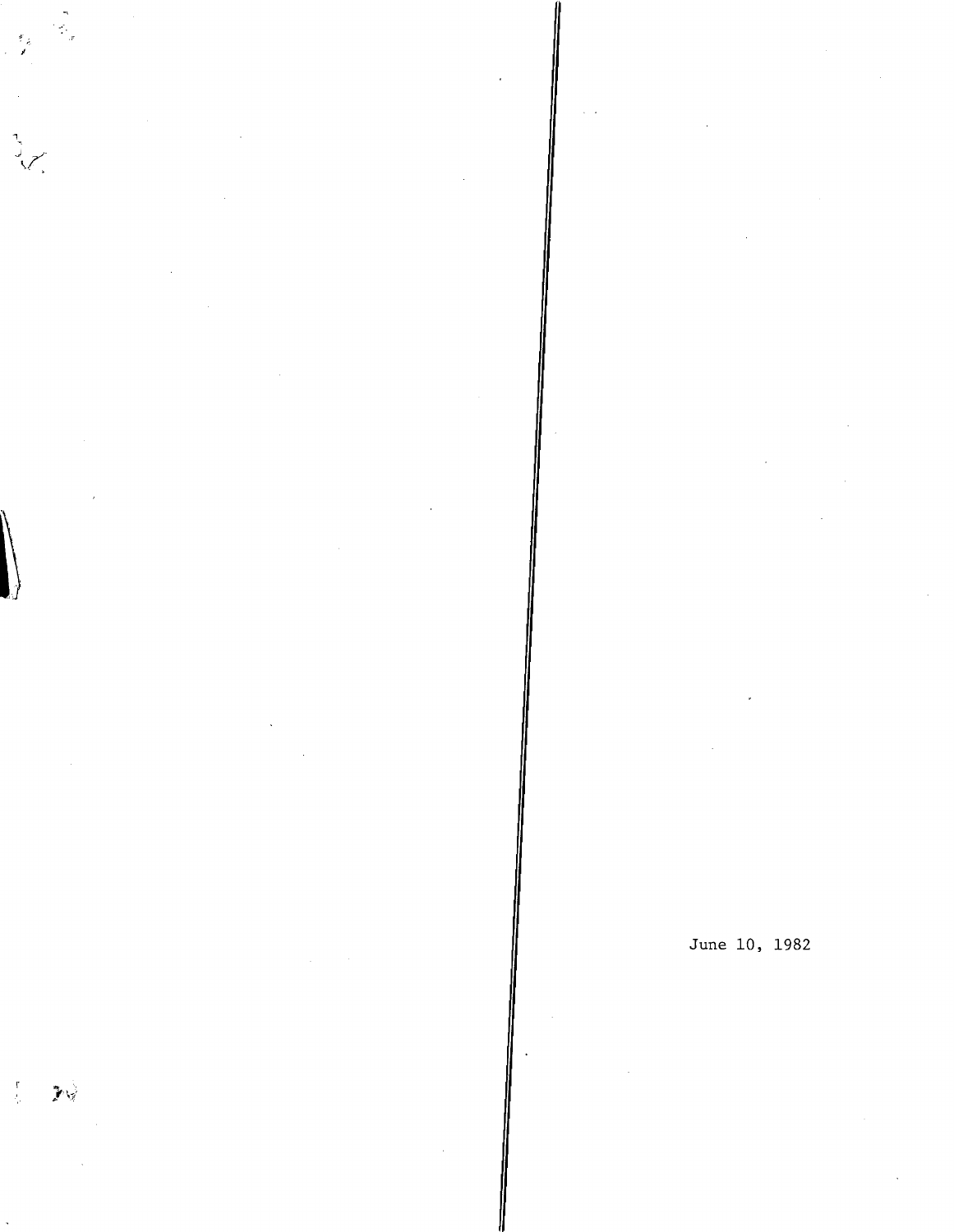June 10, 1982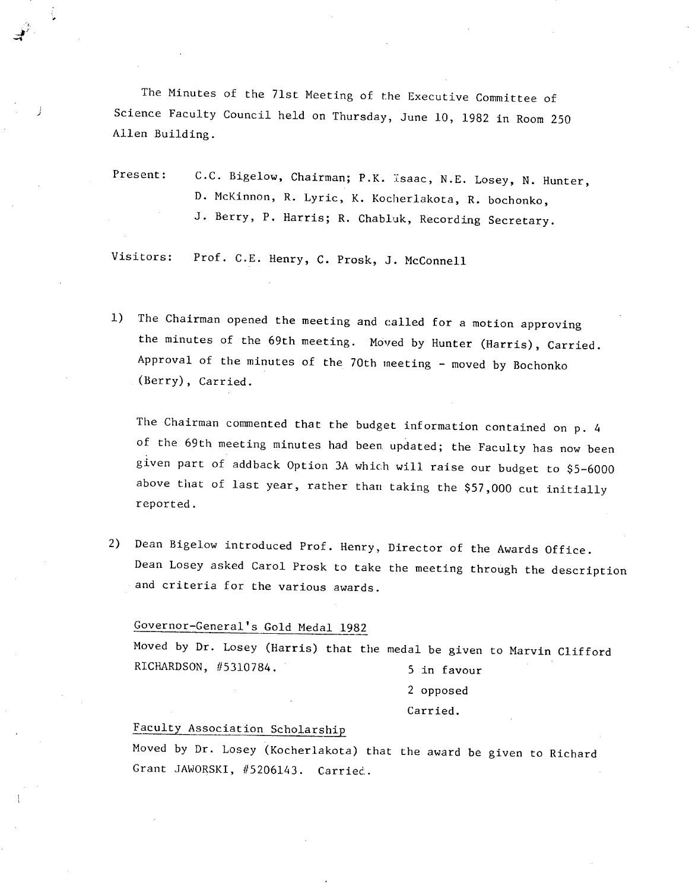The Minutes of the 71st Meeting of the Executive Committee of Science Faculty Council held on Thursday, June 10, 1982 in Room 250 Allen Building.

Present: C.C. Bigelow, Chairman; P.K. Isaac, N.E. Losey, N. Hunter, D. McKinnon, R. Lyric, K. Kocherlakota, R. bochonko, J. Berry, P. Harris; R. Chabluk, Recording Secretary.

Visitors: Prof. C.E. Henry, C. Prosk, J. McConnell

1) The Chairman opened the meeting and called for a motion approving the minutes of the 69th meeting. Moved by Hunter (Harris), Carried. Approval of the minutes of the 70th meeting - moved by Bochonko (Berry), Carried.

   The Chairman commented that the budget information contained on p. 4 of the 69th meeting minutes had been updated; the Faculty has now been given part of addback Option 3A which will raise our budget to $5-6000 above that of last year, rather than taking the $57,000 cut initially reported.

2) Dean Bigelow introduced Prof. Henry, Director of the Awards Office. Dean Losey asked Carol Prosk to take the meeting through the description and criteria for the various awards.

   Governor-General's Gold Medal 1982

   Moved by Dr. Losey (Harris) that the medal be given to Marvin Clifford RICHARDSON, #5310784.
   5 in favour
   2 opposed
   Carried.

   Faculty Association Scholarship

   Moved by Dr. Losey (Kocherlakota) that the award be given to Richard Grant JAWORSKI, #5206143. Carried.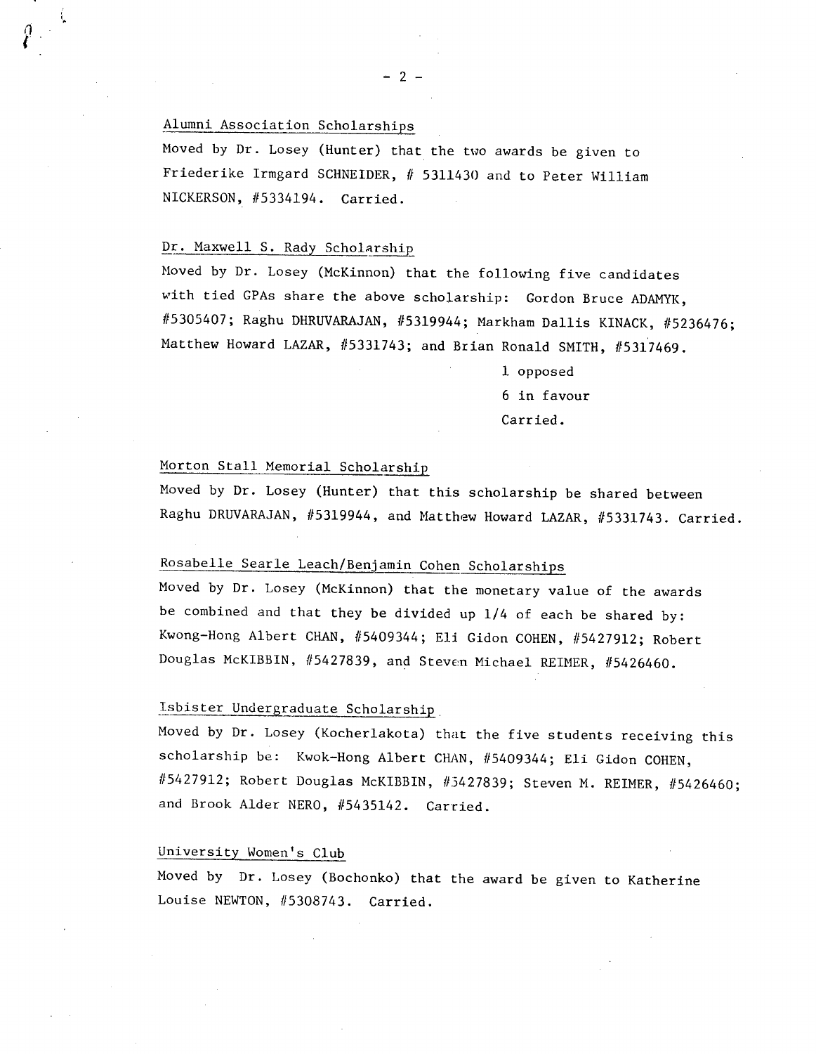Alumni Association Scholarships

Moved by Dr. Losey (Hunter) that the two awards be given to Friederike Irmgard SCHNEIDER, # 5311430 and to Peter William NICKERSON, #5334194. Carried.

Dr. Maxwell S. Rady Scholarship

Moved by Dr. Losey (McKinnon) that the following five candidates with tied GPAs share the above scholarship: Gordon Bruce ADAMYK, #5305407; Raghu DHRUVARAJAN, #5319944; Markham Dallis KINACK, #5236476; Matthew Howard LAZAR, #5331743; and Brian Ronald SMITH, #5317469.

1 opposed
6 in favour
Carried.

Morton Stall Memorial Scholarship

Moved by Dr. Losey (Hunter) that this scholarship be shared between Raghu DRUVARAJAN, #5319944, and Matthew Howard LAZAR, #5331743. Carried.

Rosabelle Searle Leach/Benjamin Cohen Scholarships

Moved by Dr. Losey (McKinnon) that the monetary value of the awards be combined and that they be divided up 1/4 of each be shared by: Kwong-Hong Albert CHAN, #5409344; Eli Gidon COHEN, #5427912; Robert Douglas McKIBBIN, #5427839, and Steven Michael REIMER, #5426460.

Isbister Undergraduate Scholarship

Moved by Dr. Losey (Kocherlakota) that the five students receiving this scholarship be: Kwok-Hong Albert CHAN, #5409344; Eli Gidon COHEN, #5427912; Robert Douglas McKIBBIN, #5427839; Steven M. REIMER, #5426460; and Brook Alder NERO, #5435142. Carried.

University Women's Club

Moved by Dr. Losey (Bochonko) that the award be given to Katherine Louise NEWTON, #5308743. Carried.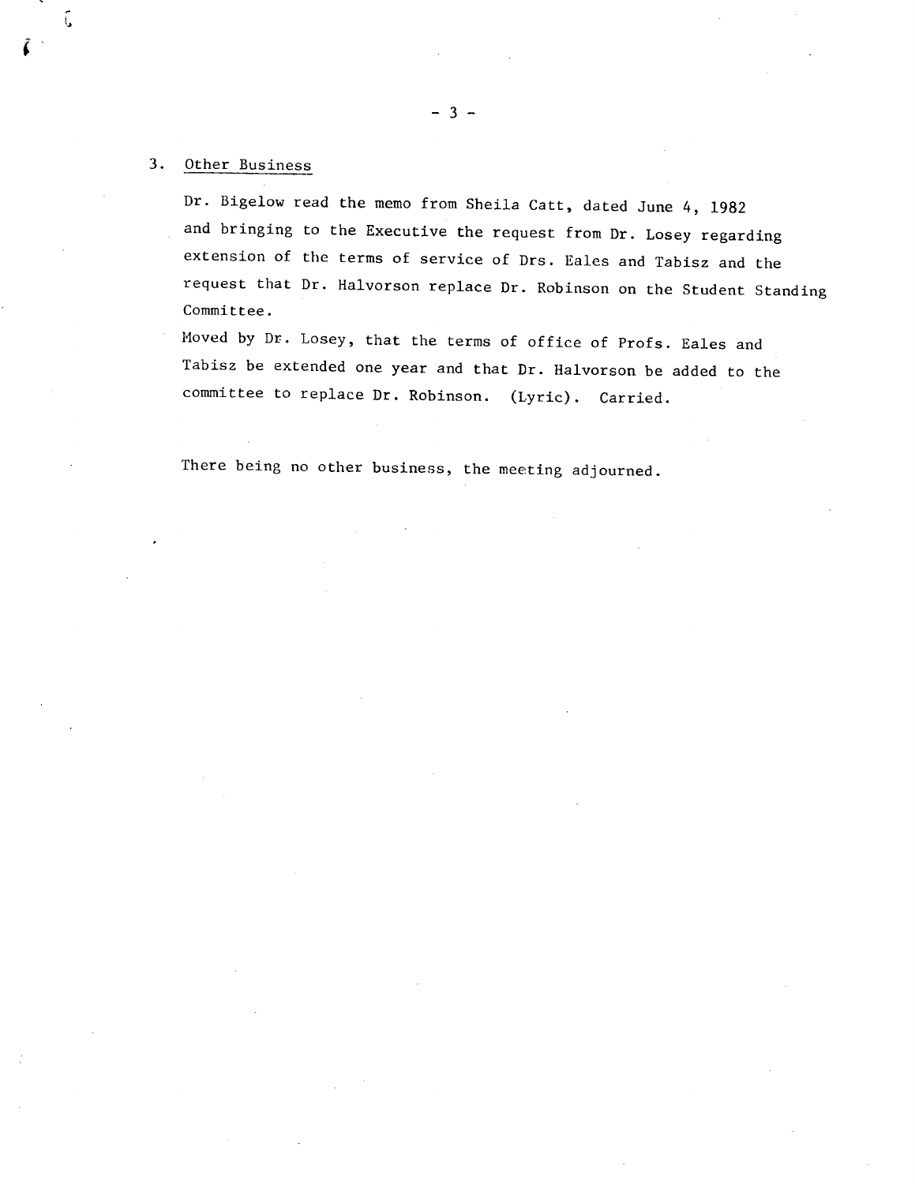3. <u>Other Business</u>

Dr. Bigelow read the memo from Sheila Catt, dated June 4, 1982 and bringing to the Executive the request from Dr. Losey regarding extension of the terms of service of Drs. Eales and Tabisz and the request that Dr. Halvorson replace Dr. Robinson on the Student Standing Committee.

Moved by Dr. Losey, that the terms of office of Profs. Eales and Tabisz be extended one year and that Dr. Halvorson be added to the committee to replace Dr. Robinson. (Lyric). Carried.

There being no other business, the meeting adjourned.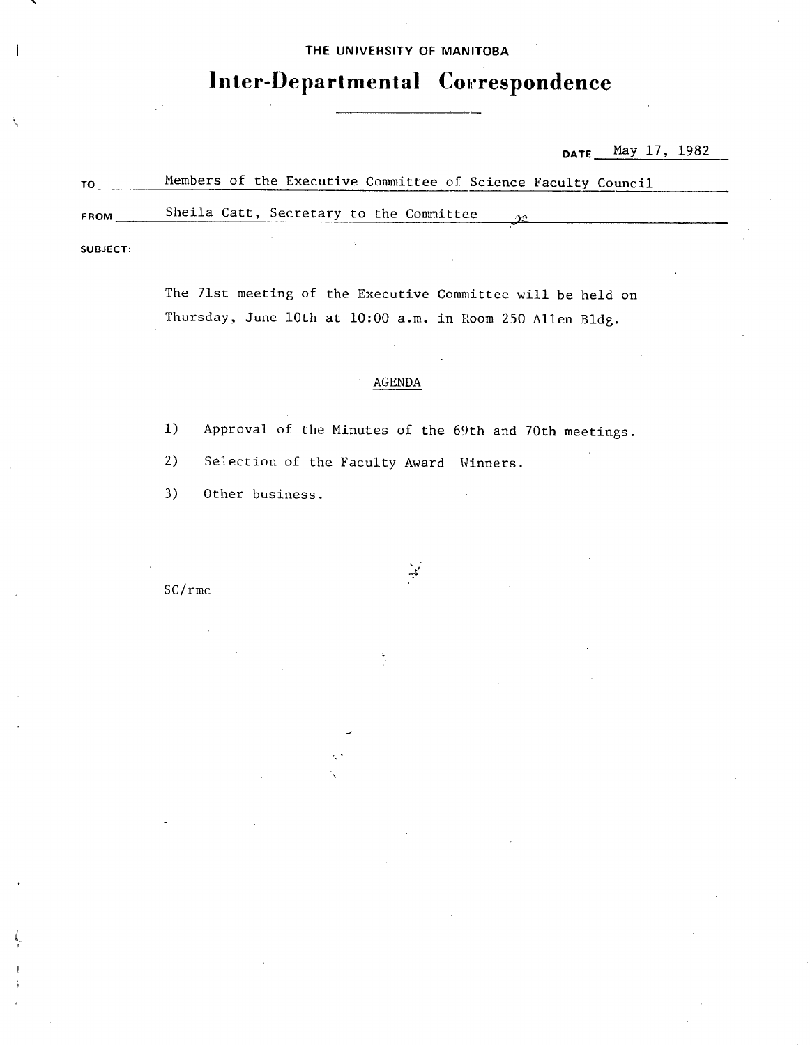THE UNIVERSITY OF MANITOBA

# Inter-Departmental Correspondence

DATE May 17, 1982

TO Members of the Executive Committee of Science Faculty Council

FROM Sheila Catt, Secretary to the Committee

SUBJECT:

The 71st meeting of the Executive Committee will be held on Thursday, June 10th at 10:00 a.m. in Room 250 Allen Bldg.

AGENDA

1) Approval of the Minutes of the 69th and 70th meetings.

2) Selection of the Faculty Award Winners.

3) Other business.

SC/rmc